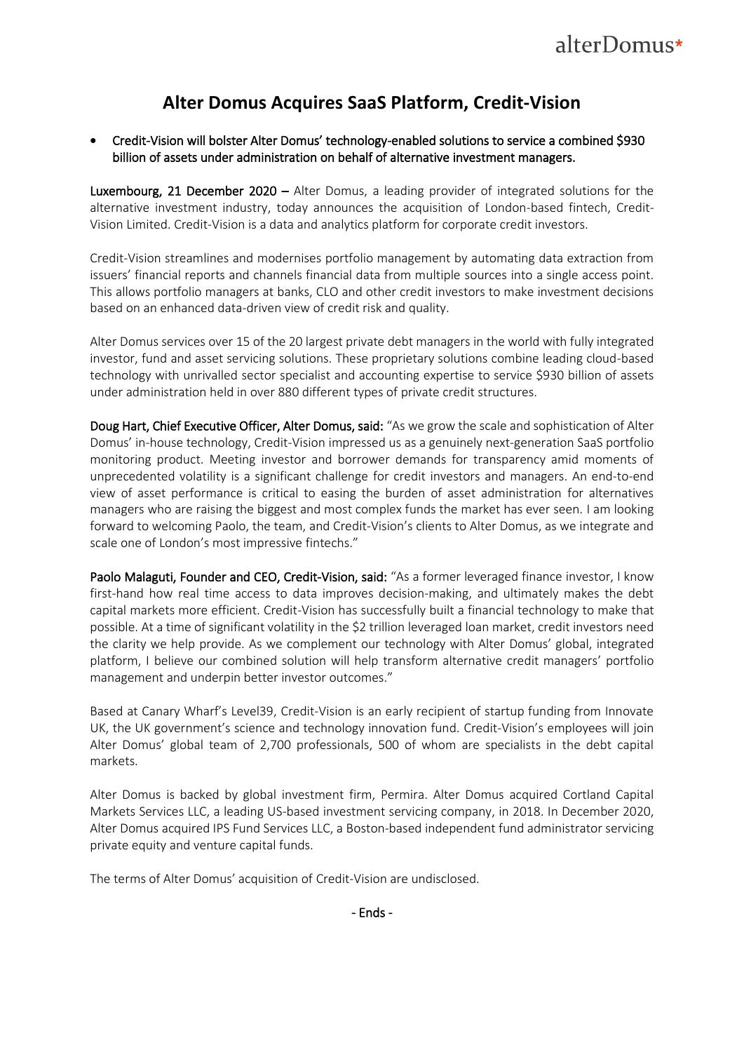# Alter Domus Acquires SaaS Platform, Credit-Vision

- Credit-Vision will bolster Alter Domus' technology-enabled solutions to service a combined $930 billion of assets under administration on behalf of alternative investment managers.

**Luxembourg, 21 December 2020 –** Alter Domus, a leading provider of integrated solutions for the alternative investment industry, today announces the acquisition of London-based fintech, Credit-Vision Limited. Credit-Vision is a data and analytics platform for corporate credit investors.

Credit-Vision streamlines and modernises portfolio management by automating data extraction from issuers' financial reports and channels financial data from multiple sources into a single access point. This allows portfolio managers at banks, CLO and other credit investors to make investment decisions based on an enhanced data-driven view of credit risk and quality.

Alter Domus services over 15 of the 20 largest private debt managers in the world with fully integrated investor, fund and asset servicing solutions. These proprietary solutions combine leading cloud-based technology with unrivalled sector specialist and accounting expertise to service $930 billion of assets under administration held in over 880 different types of private credit structures.

**Doug Hart, Chief Executive Officer, Alter Domus, said:** "As we grow the scale and sophistication of Alter Domus' in-house technology, Credit-Vision impressed us as a genuinely next-generation SaaS portfolio monitoring product. Meeting investor and borrower demands for transparency amid moments of unprecedented volatility is a significant challenge for credit investors and managers. An end-to-end view of asset performance is critical to easing the burden of asset administration for alternatives managers who are raising the biggest and most complex funds the market has ever seen. I am looking forward to welcoming Paolo, the team, and Credit-Vision's clients to Alter Domus, as we integrate and scale one of London's most impressive fintechs."

**Paolo Malaguti, Founder and CEO, Credit-Vision, said:** "As a former leveraged finance investor, I know first-hand how real time access to data improves decision-making, and ultimately makes the debt capital markets more efficient. Credit-Vision has successfully built a financial technology to make that possible. At a time of significant volatility in the $2 trillion leveraged loan market, credit investors need the clarity we help provide. As we complement our technology with Alter Domus' global, integrated platform, I believe our combined solution will help transform alternative credit managers' portfolio management and underpin better investor outcomes."

Based at Canary Wharf's Level39, Credit-Vision is an early recipient of startup funding from Innovate UK, the UK government's science and technology innovation fund. Credit-Vision's employees will join Alter Domus' global team of 2,700 professionals, 500 of whom are specialists in the debt capital markets.

Alter Domus is backed by global investment firm, Permira. Alter Domus acquired Cortland Capital Markets Services LLC, a leading US-based investment servicing company, in 2018. In December 2020, Alter Domus acquired IPS Fund Services LLC, a Boston-based independent fund administrator servicing private equity and venture capital funds.

The terms of Alter Domus' acquisition of Credit-Vision are undisclosed.

- Ends -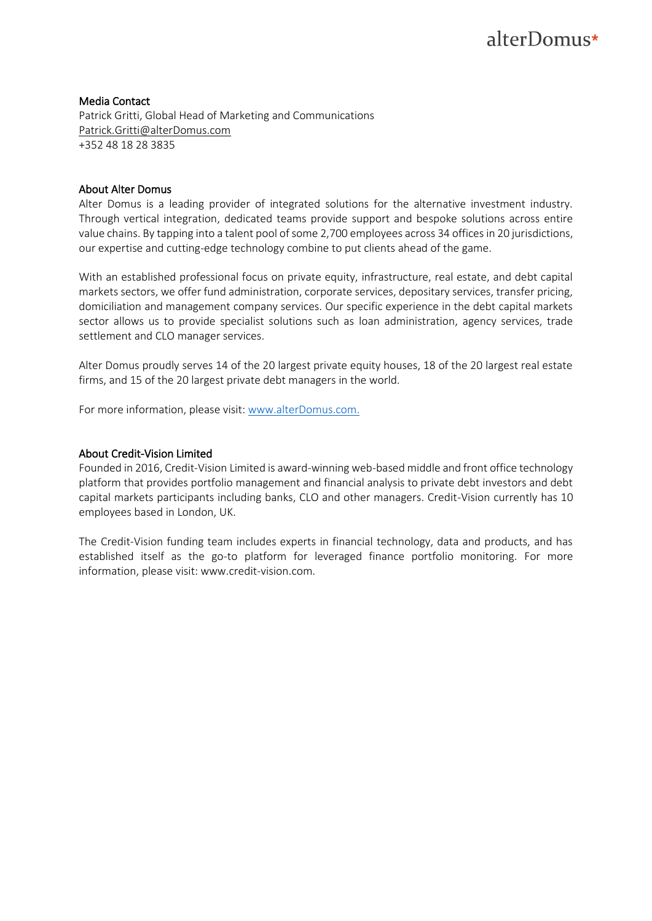**Media Contact**

Patrick Gritti, Global Head of Marketing and Communications
Patrick.Gritti@alterDomus.com
+352 48 18 28 3835

**About Alter Domus**

Alter Domus is a leading provider of integrated solutions for the alternative investment industry. Through vertical integration, dedicated teams provide support and bespoke solutions across entire value chains. By tapping into a talent pool of some 2,700 employees across 34 offices in 20 jurisdictions, our expertise and cutting-edge technology combine to put clients ahead of the game.

With an established professional focus on private equity, infrastructure, real estate, and debt capital markets sectors, we offer fund administration, corporate services, depositary services, transfer pricing, domiciliation and management company services. Our specific experience in the debt capital markets sector allows us to provide specialist solutions such as loan administration, agency services, trade settlement and CLO manager services.

Alter Domus proudly serves 14 of the 20 largest private equity houses, 18 of the 20 largest real estate firms, and 15 of the 20 largest private debt managers in the world.

For more information, please visit: [www.alterDomus.com.](http://www.alterDomus.com)

**About Credit-Vision Limited**

Founded in 2016, Credit-Vision Limited is award-winning web-based middle and front office technology platform that provides portfolio management and financial analysis to private debt investors and debt capital markets participants including banks, CLO and other managers. Credit-Vision currently has 10 employees based in London, UK.

The Credit-Vision funding team includes experts in financial technology, data and products, and has established itself as the go-to platform for leveraged finance portfolio monitoring. For more information, please visit: www.credit-vision.com.